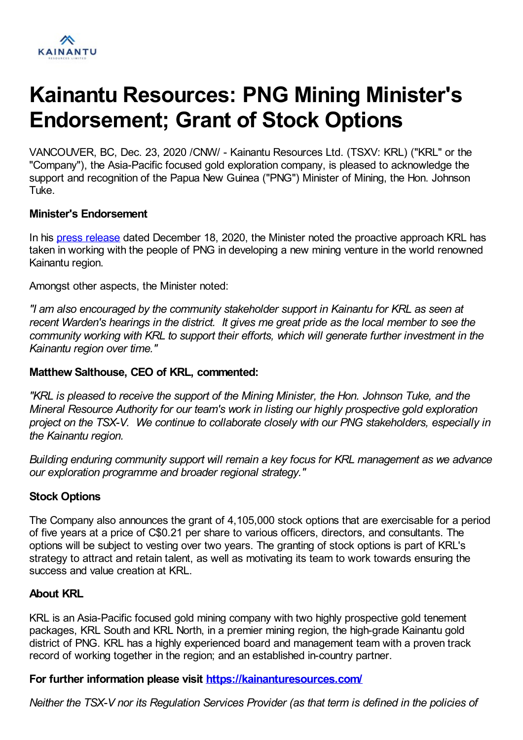# Kainantu Resources: PNG Mining Minister's Endorsement; Grant of Stock Options

VANCOUVER, BC, Dec. 23, 2020 /CNW/ - Kainantu Resources Ltd. (TSXV: KRL) ("KRL" or the "Company"), the Asia-Pacific focused gold exploration company, is pleased to acknowledge the support and recognition of the Papua New Guinea ("PNG") Minister of Mining, the Hon. Johnson Tuke.

**Minister's Endorsement**

In his press release dated December 18, 2020, the Minister noted the proactive approach KRL has taken in working with the people of PNG in developing a new mining venture in the world renowned Kainantu region.

Amongst other aspects, the Minister noted:

*"I am also encouraged by the community stakeholder support in Kainantu for KRL as seen at recent Warden's hearings in the district. It gives me great pride as the local member to see the community working with KRL to support their efforts, which will generate further investment in the Kainantu region over time."*

**Matthew Salthouse, CEO of KRL, commented:**

*"KRL is pleased to receive the support of the Mining Minister, the Hon. Johnson Tuke, and the Mineral Resource Authority for our team's work in listing our highly prospective gold exploration project on the TSX-V. We continue to collaborate closely with our PNG stakeholders, especially in the Kainantu region.*

*Building enduring community support will remain a key focus for KRL management as we advance our exploration programme and broader regional strategy."*

**Stock Options**

The Company also announces the grant of 4,105,000 stock options that are exercisable for a period of five years at a price of C$0.21 per share to various officers, directors, and consultants. The options will be subject to vesting over two years. The granting of stock options is part of KRL's strategy to attract and retain talent, as well as motivating its team to work towards ensuring the success and value creation at KRL.

**About KRL**

KRL is an Asia-Pacific focused gold mining company with two highly prospective gold tenement packages, KRL South and KRL North, in a premier mining region, the high-grade Kainantu gold district of PNG. KRL has a highly experienced board and management team with a proven track record of working together in the region; and an established in-country partner.

**For further information please visit https://kainanturesources.com/**

*Neither the TSX-V nor its Regulation Services Provider (as that term is defined in the policies of*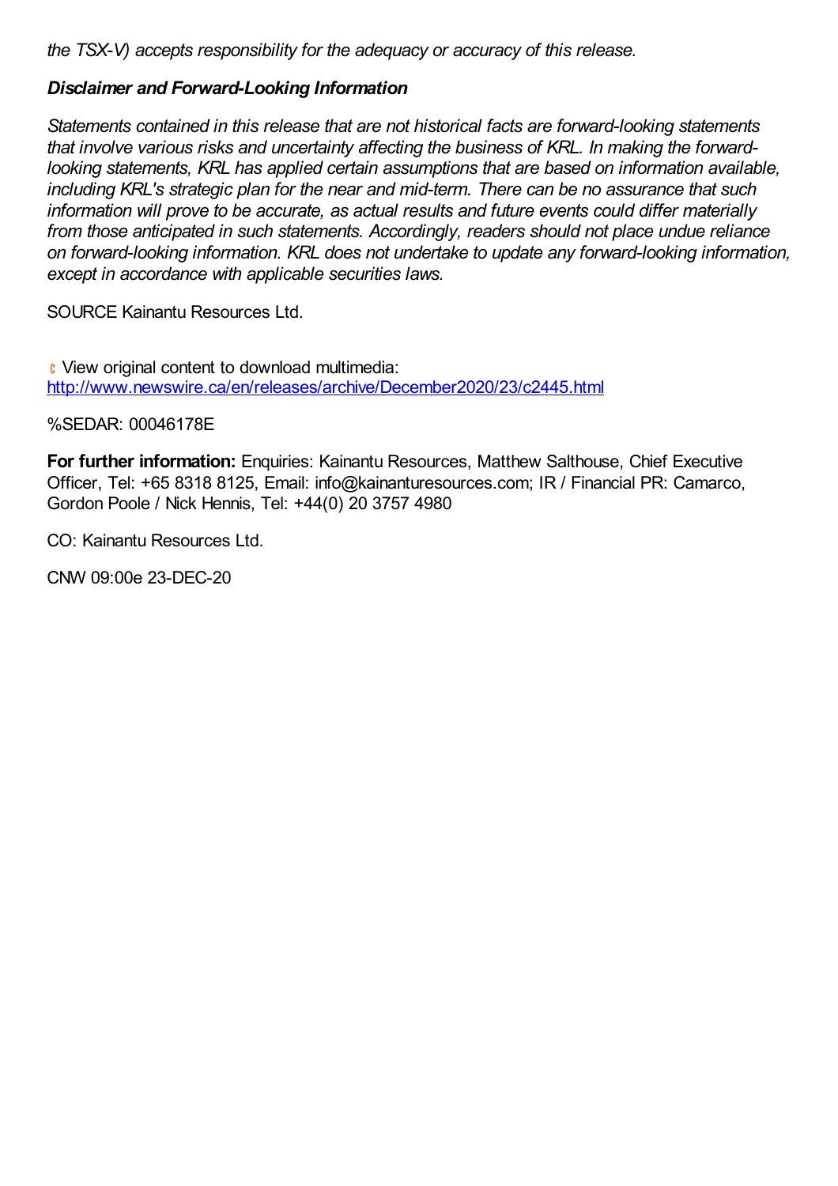*the TSX-V) accepts responsibility for the adequacy or accuracy of this release.*

***Disclaimer and Forward-Looking Information***

*Statements contained in this release that are not historical facts are forward-looking statements that involve various risks and uncertainty affecting the business of KRL. In making the forward-looking statements, KRL has applied certain assumptions that are based on information available, including KRL's strategic plan for the near and mid-term. There can be no assurance that such information will prove to be accurate, as actual results and future events could differ materially from those anticipated in such statements. Accordingly, readers should not place undue reliance on forward-looking information. KRL does not undertake to update any forward-looking information, except in accordance with applicable securities laws.*

SOURCE Kainantu Resources Ltd.

View original content to download multimedia: http://www.newswire.ca/en/releases/archive/December2020/23/c2445.html

%SEDAR: 00046178E

**For further information:** Enquiries: Kainantu Resources, Matthew Salthouse, Chief Executive Officer, Tel: +65 8318 8125, Email: info@kainanturesources.com; IR / Financial PR: Camarco, Gordon Poole / Nick Hennis, Tel: +44(0) 20 3757 4980

CO: Kainantu Resources Ltd.

CNW 09:00e 23-DEC-20